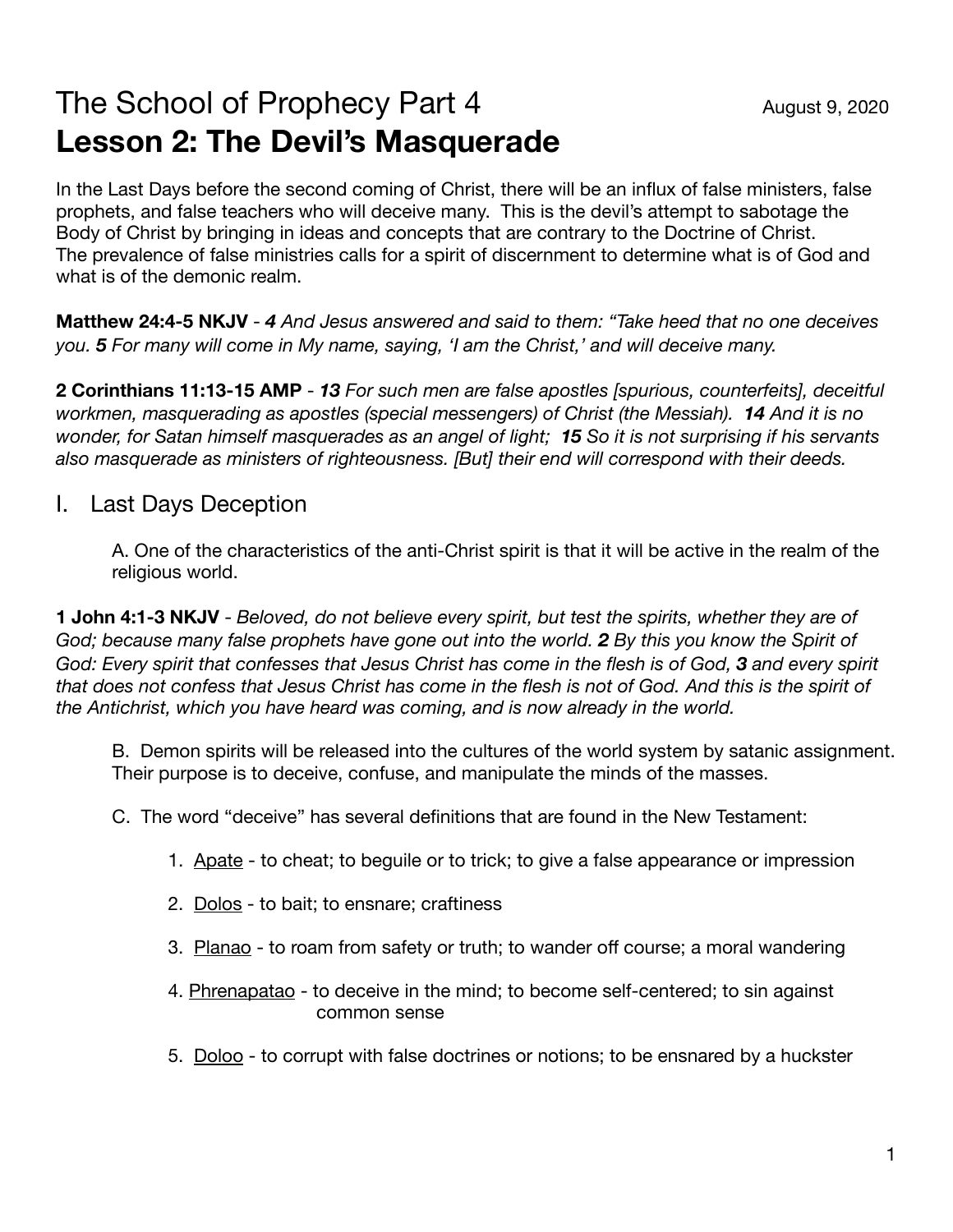# The School of Prophecy Part 4

August 9, 2020

## Lesson 2: The Devil's Masquerade

In the Last Days before the second coming of Christ, there will be an influx of false ministers, false prophets, and false teachers who will deceive many. This is the devil's attempt to sabotage the Body of Christ by bringing in ideas and concepts that are contrary to the Doctrine of Christ. The prevalence of false ministries calls for a spirit of discernment to determine what is of God and what is of the demonic realm.

**Matthew 24:4-5 NKJV** - ***4*** *And Jesus answered and said to them: "Take heed that no one deceives you.* ***5*** *For many will come in My name, saying, 'I am the Christ,' and will deceive many.*

**2 Corinthians 11:13-15 AMP** - ***13*** *For such men are false apostles [spurious, counterfeits], deceitful workmen, masquerading as apostles (special messengers) of Christ (the Messiah).* ***14*** *And it is no wonder, for Satan himself masquerades as an angel of light;* ***15*** *So it is not surprising if his servants also masquerade as ministers of righteousness. [But] their end will correspond with their deeds.*

## I. Last Days Deception

A. One of the characteristics of the anti-Christ spirit is that it will be active in the realm of the religious world.

**1 John 4:1-3 NKJV** - *Beloved, do not believe every spirit, but test the spirits, whether they are of God; because many false prophets have gone out into the world.* ***2*** *By this you know the Spirit of God: Every spirit that confesses that Jesus Christ has come in the flesh is of God,* ***3*** *and every spirit that does not confess that Jesus Christ has come in the flesh is not of God. And this is the spirit of the Antichrist, which you have heard was coming, and is now already in the world.*

B. Demon spirits will be released into the cultures of the world system by satanic assignment. Their purpose is to deceive, confuse, and manipulate the minds of the masses.

C. The word "deceive" has several definitions that are found in the New Testament:

1. <u>Apate</u> - to cheat; to beguile or to trick; to give a false appearance or impression
2. <u>Dolos</u> - to bait; to ensnare; craftiness
3. <u>Planao</u> - to roam from safety or truth; to wander off course; a moral wandering
4. <u>Phrenapatao</u> - to deceive in the mind; to become self-centered; to sin against common sense
5. <u>Doloo</u> - to corrupt with false doctrines or notions; to be ensnared by a huckster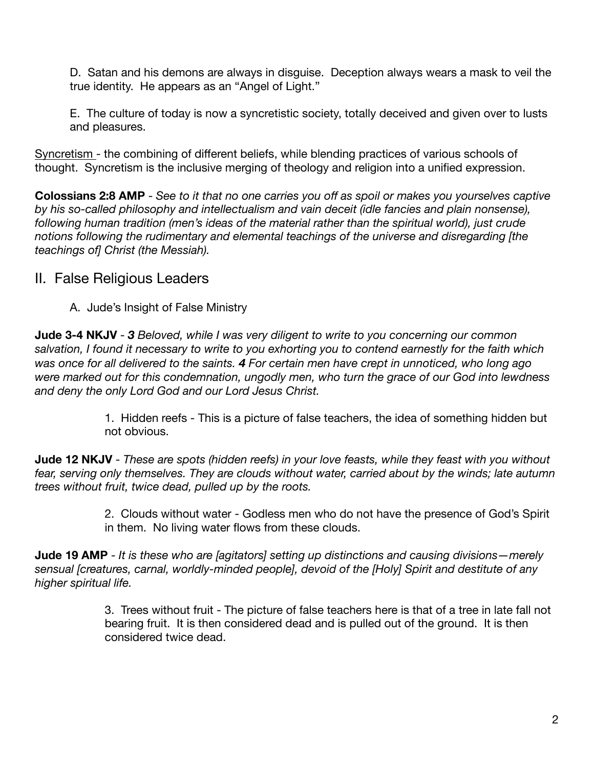D. Satan and his demons are always in disguise. Deception always wears a mask to veil the true identity. He appears as an "Angel of Light."

E. The culture of today is now a syncretistic society, totally deceived and given over to lusts and pleasures.

<u>Syncretism</u> - the combining of different beliefs, while blending practices of various schools of thought. Syncretism is the inclusive merging of theology and religion into a unified expression.

**Colossians 2:8 AMP** - *See to it that no one carries you off as spoil or makes you yourselves captive by his so-called philosophy and intellectualism and vain deceit (idle fancies and plain nonsense), following human tradition (men's ideas of the material rather than the spiritual world), just crude notions following the rudimentary and elemental teachings of the universe and disregarding [the teachings of] Christ (the Messiah).*

## II. False Religious Leaders

A. Jude's Insight of False Ministry

**Jude 3-4 NKJV** - ***3*** *Beloved, while I was very diligent to write to you concerning our common salvation, I found it necessary to write to you exhorting you to contend earnestly for the faith which was once for all delivered to the saints.* ***4*** *For certain men have crept in unnoticed, who long ago were marked out for this condemnation, ungodly men, who turn the grace of our God into lewdness and deny the only Lord God and our Lord Jesus Christ.*

1. Hidden reefs - This is a picture of false teachers, the idea of something hidden but not obvious.

**Jude 12 NKJV** - *These are spots (hidden reefs) in your love feasts, while they feast with you without fear, serving only themselves. They are clouds without water, carried about by the winds; late autumn trees without fruit, twice dead, pulled up by the roots.*

2. Clouds without water - Godless men who do not have the presence of God's Spirit in them. No living water flows from these clouds.

**Jude 19 AMP** - *It is these who are [agitators] setting up distinctions and causing divisions—merely sensual [creatures, carnal, worldly-minded people], devoid of the [Holy] Spirit and destitute of any higher spiritual life.*

3. Trees without fruit - The picture of false teachers here is that of a tree in late fall not bearing fruit. It is then considered dead and is pulled out of the ground. It is then considered twice dead.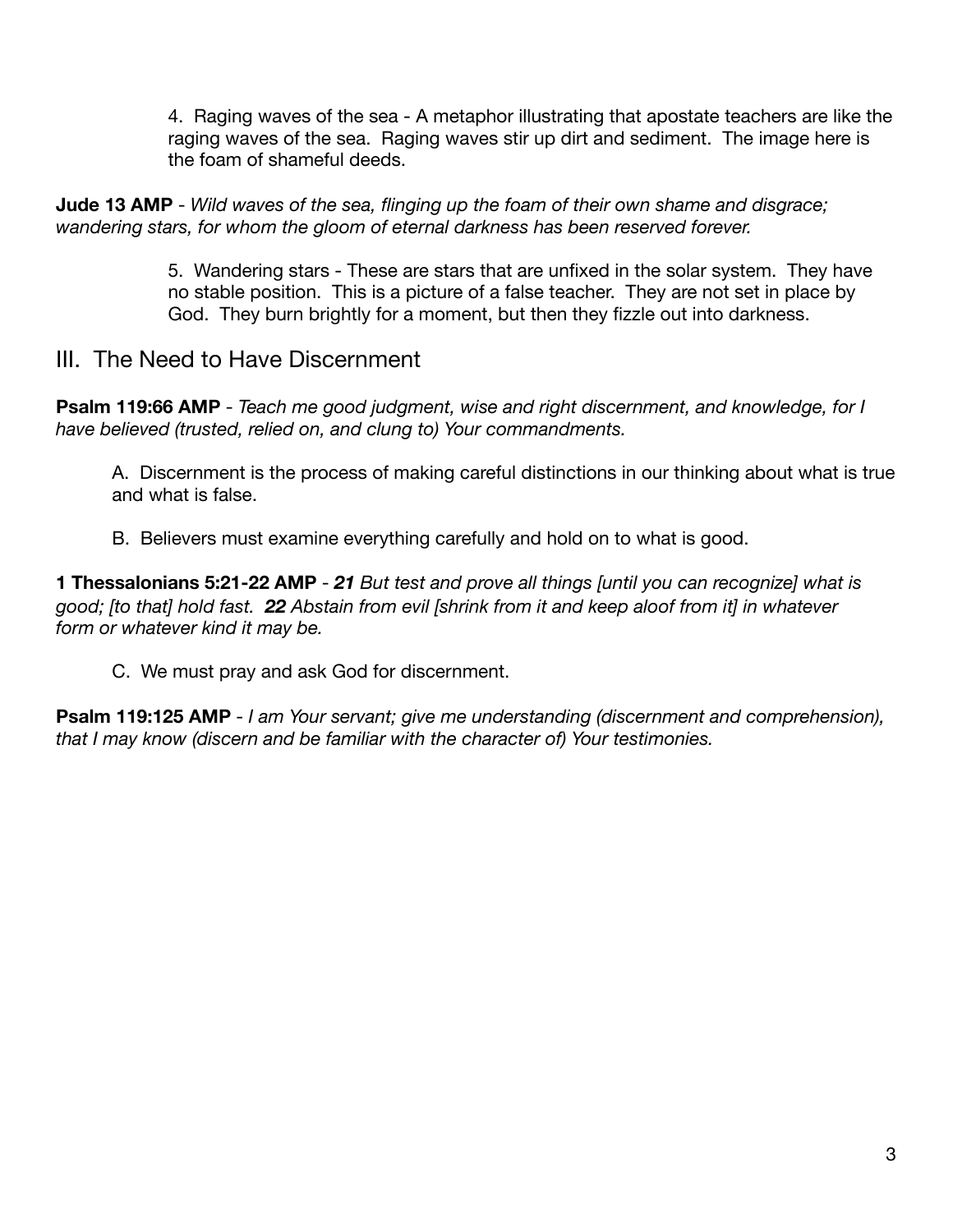4. Raging waves of the sea - A metaphor illustrating that apostate teachers are like the raging waves of the sea. Raging waves stir up dirt and sediment. The image here is the foam of shameful deeds.

**Jude 13 AMP** - *Wild waves of the sea, flinging up the foam of their own shame and disgrace; wandering stars, for whom the gloom of eternal darkness has been reserved forever.*

5. Wandering stars - These are stars that are unfixed in the solar system. They have no stable position. This is a picture of a false teacher. They are not set in place by God. They burn brightly for a moment, but then they fizzle out into darkness.

## III. The Need to Have Discernment

**Psalm 119:66 AMP** - *Teach me good judgment, wise and right discernment, and knowledge, for I have believed (trusted, relied on, and clung to) Your commandments.*

A. Discernment is the process of making careful distinctions in our thinking about what is true and what is false.

B. Believers must examine everything carefully and hold on to what is good.

**1 Thessalonians 5:21-22 AMP** - ***21*** *But test and prove all things [until you can recognize] what is good; [to that] hold fast.* ***22*** *Abstain from evil [shrink from it and keep aloof from it] in whatever form or whatever kind it may be.*

C. We must pray and ask God for discernment.

**Psalm 119:125 AMP** - *I am Your servant; give me understanding (discernment and comprehension), that I may know (discern and be familiar with the character of) Your testimonies.*